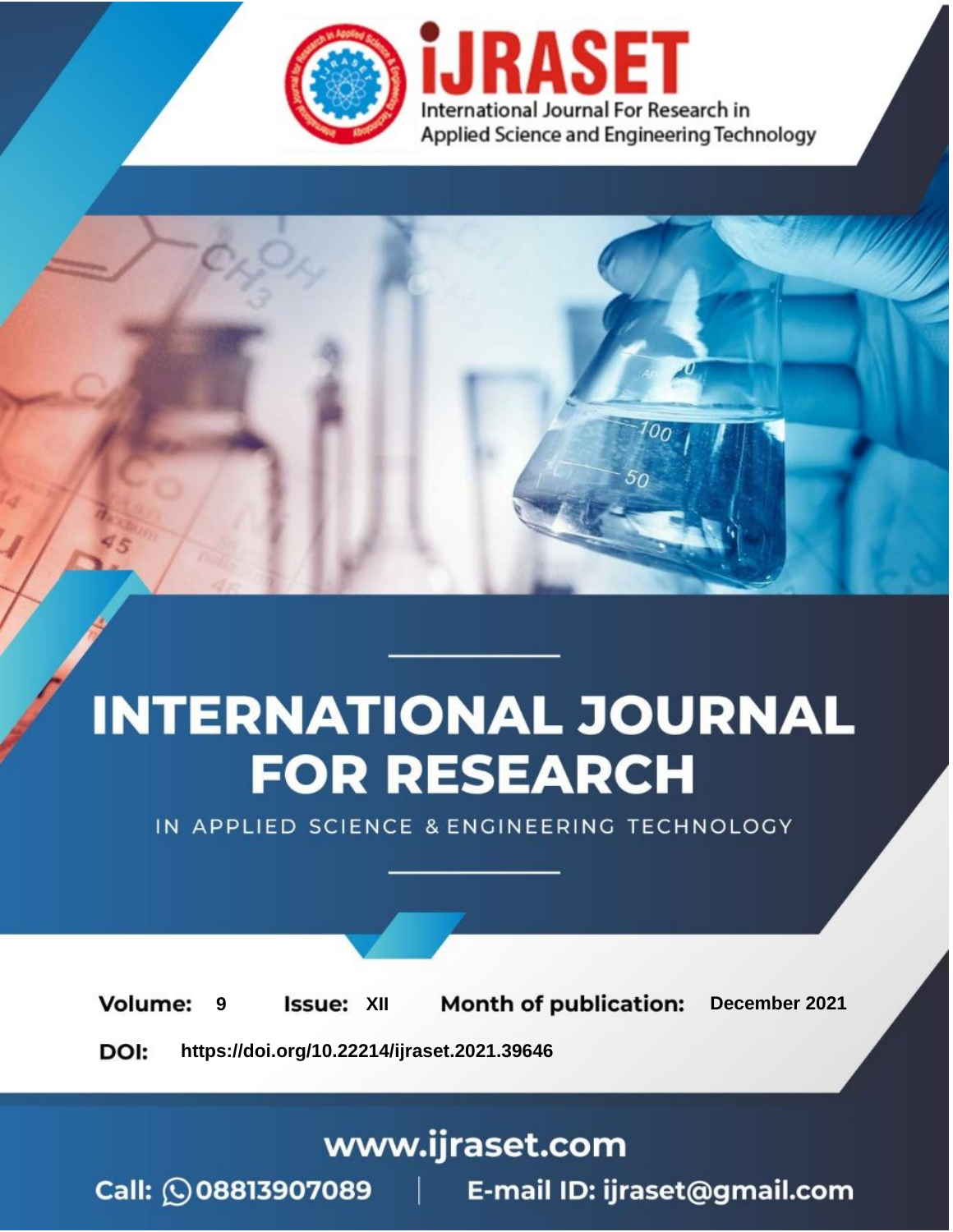# INTERNATIONAL JOURNAL FOR RESEARCH

IN APPLIED SCIENCE & ENGINEERING TECHNOLOGY

**Volume:** 9 **Issue:** XII **Month of publication:** December 2021

**DOI:** https://doi.org/10.22214/ijraset.2021.39646

www.ijraset.com

Call: 08813907089 | E-mail ID: ijraset@gmail.com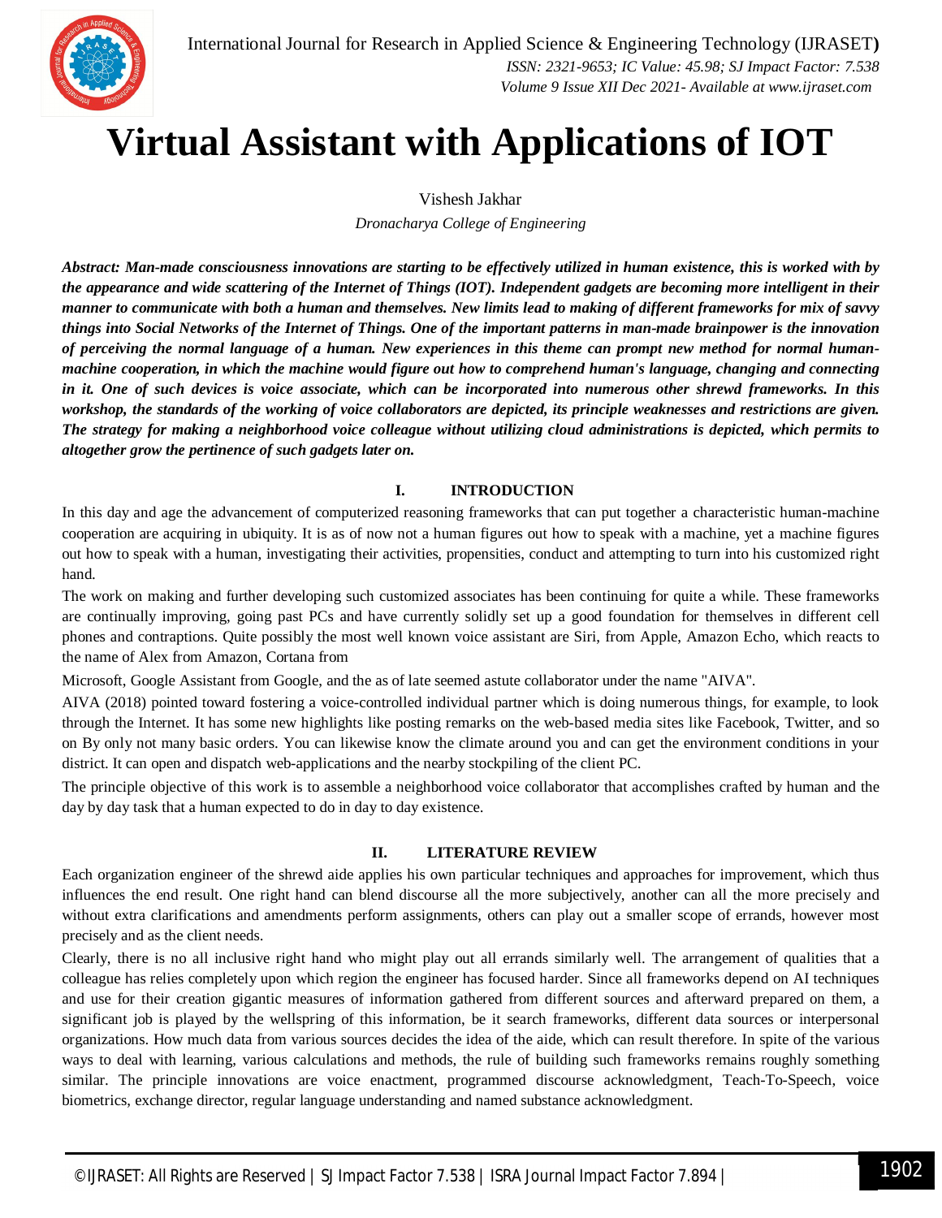# Virtual Assistant with Applications of IOT

Vishesh Jakhar

*Dronacharya College of Engineering*

***Abstract:** Man-made consciousness innovations are starting to be effectively utilized in human existence, this is worked with by the appearance and wide scattering of the Internet of Things (IOT). Independent gadgets are becoming more intelligent in their manner to communicate with both a human and themselves. New limits lead to making of different frameworks for mix of savvy things into Social Networks of the Internet of Things. One of the important patterns in man-made brainpower is the innovation of perceiving the normal language of a human. New experiences in this theme can prompt new method for normal human-machine cooperation, in which the machine would figure out how to comprehend human's language, changing and connecting in it. One of such devices is voice associate, which can be incorporated into numerous other shrewd frameworks. In this workshop, the standards of the working of voice collaborators are depicted, its principle weaknesses and restrictions are given. The strategy for making a neighborhood voice colleague without utilizing cloud administrations is depicted, which permits to altogether grow the pertinence of such gadgets later on.*

## I. INTRODUCTION

In this day and age the advancement of computerized reasoning frameworks that can put together a characteristic human-machine cooperation are acquiring in ubiquity. It is as of now not a human figures out how to speak with a machine, yet a machine figures out how to speak with a human, investigating their activities, propensities, conduct and attempting to turn into his customized right hand.

The work on making and further developing such customized associates has been continuing for quite a while. These frameworks are continually improving, going past PCs and have currently solidly set up a good foundation for themselves in different cell phones and contraptions. Quite possibly the most well known voice assistant are Siri, from Apple, Amazon Echo, which reacts to the name of Alex from Amazon, Cortana from

Microsoft, Google Assistant from Google, and the as of late seemed astute collaborator under the name "AIVA".

AIVA (2018) pointed toward fostering a voice-controlled individual partner which is doing numerous things, for example, to look through the Internet. It has some new highlights like posting remarks on the web-based media sites like Facebook, Twitter, and so on By only not many basic orders. You can likewise know the climate around you and can get the environment conditions in your district. It can open and dispatch web-applications and the nearby stockpiling of the client PC.

The principle objective of this work is to assemble a neighborhood voice collaborator that accomplishes crafted by human and the day by day task that a human expected to do in day to day existence.

## II. LITERATURE REVIEW

Each organization engineer of the shrewd aide applies his own particular techniques and approaches for improvement, which thus influences the end result. One right hand can blend discourse all the more subjectively, another can all the more precisely and without extra clarifications and amendments perform assignments, others can play out a smaller scope of errands, however most precisely and as the client needs.

Clearly, there is no all inclusive right hand who might play out all errands similarly well. The arrangement of qualities that a colleague has relies completely upon which region the engineer has focused harder. Since all frameworks depend on AI techniques and use for their creation gigantic measures of information gathered from different sources and afterward prepared on them, a significant job is played by the wellspring of this information, be it search frameworks, different data sources or interpersonal organizations. How much data from various sources decides the idea of the aide, which can result therefore. In spite of the various ways to deal with learning, various calculations and methods, the rule of building such frameworks remains roughly something similar. The principle innovations are voice enactment, programmed discourse acknowledgment, Teach-To-Speech, voice biometrics, exchange director, regular language understanding and named substance acknowledgment.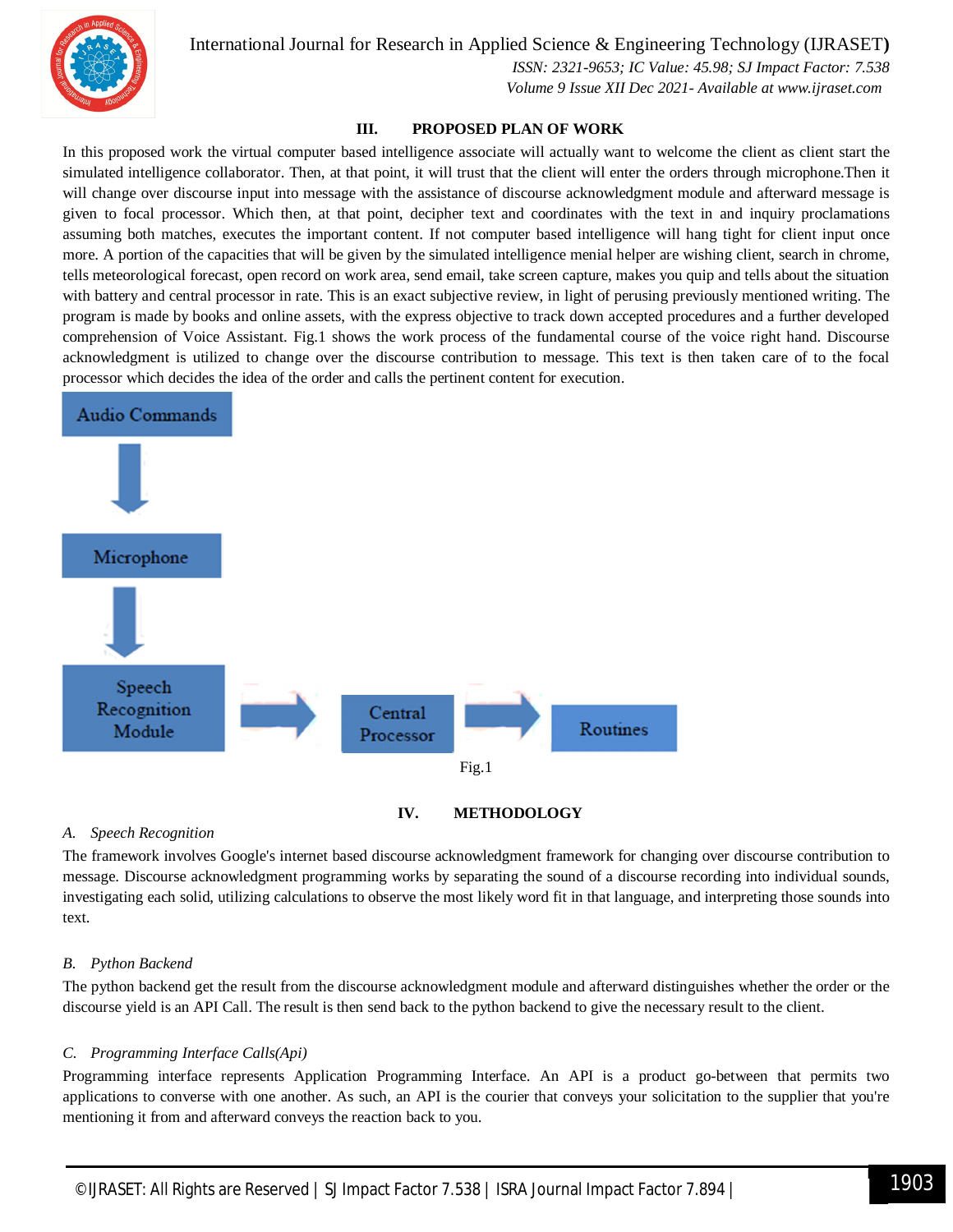## III. PROPOSED PLAN OF WORK

In this proposed work the virtual computer based intelligence associate will actually want to welcome the client as client start the simulated intelligence collaborator. Then, at that point, it will trust that the client will enter the orders through microphone.Then it will change over discourse input into message with the assistance of discourse acknowledgment module and afterward message is given to focal processor. Which then, at that point, decipher text and coordinates with the text in and inquiry proclamations assuming both matches, executes the important content. If not computer based intelligence will hang tight for client input once more. A portion of the capacities that will be given by the simulated intelligence menial helper are wishing client, search in chrome, tells meteorological forecast, open record on work area, send email, take screen capture, makes you quip and tells about the situation with battery and central processor in rate. This is an exact subjective review, in light of perusing previously mentioned writing. The program is made by books and online assets, with the express objective to track down accepted procedures and a further developed comprehension of Voice Assistant. Fig.1 shows the work process of the fundamental course of the voice right hand. Discourse acknowledgment is utilized to change over the discourse contribution to message. This text is then taken care of to the focal processor which decides the idea of the order and calls the pertinent content for execution.

Audio Commands → Microphone → Speech Recognition Module → Central Processor → Routines

Fig.1

## IV. METHODOLOGY

### *A. Speech Recognition*

The framework involves Google's internet based discourse acknowledgment framework for changing over discourse contribution to message. Discourse acknowledgment programming works by separating the sound of a discourse recording into individual sounds, investigating each solid, utilizing calculations to observe the most likely word fit in that language, and interpreting those sounds into text.

### *B. Python Backend*

The python backend get the result from the discourse acknowledgment module and afterward distinguishes whether the order or the discourse yield is an API Call. The result is then send back to the python backend to give the necessary result to the client.

### *C. Programming Interface Calls(Api)*

Programming interface represents Application Programming Interface. An API is a product go-between that permits two applications to converse with one another. As such, an API is the courier that conveys your solicitation to the supplier that you're mentioning it from and afterward conveys the reaction back to you.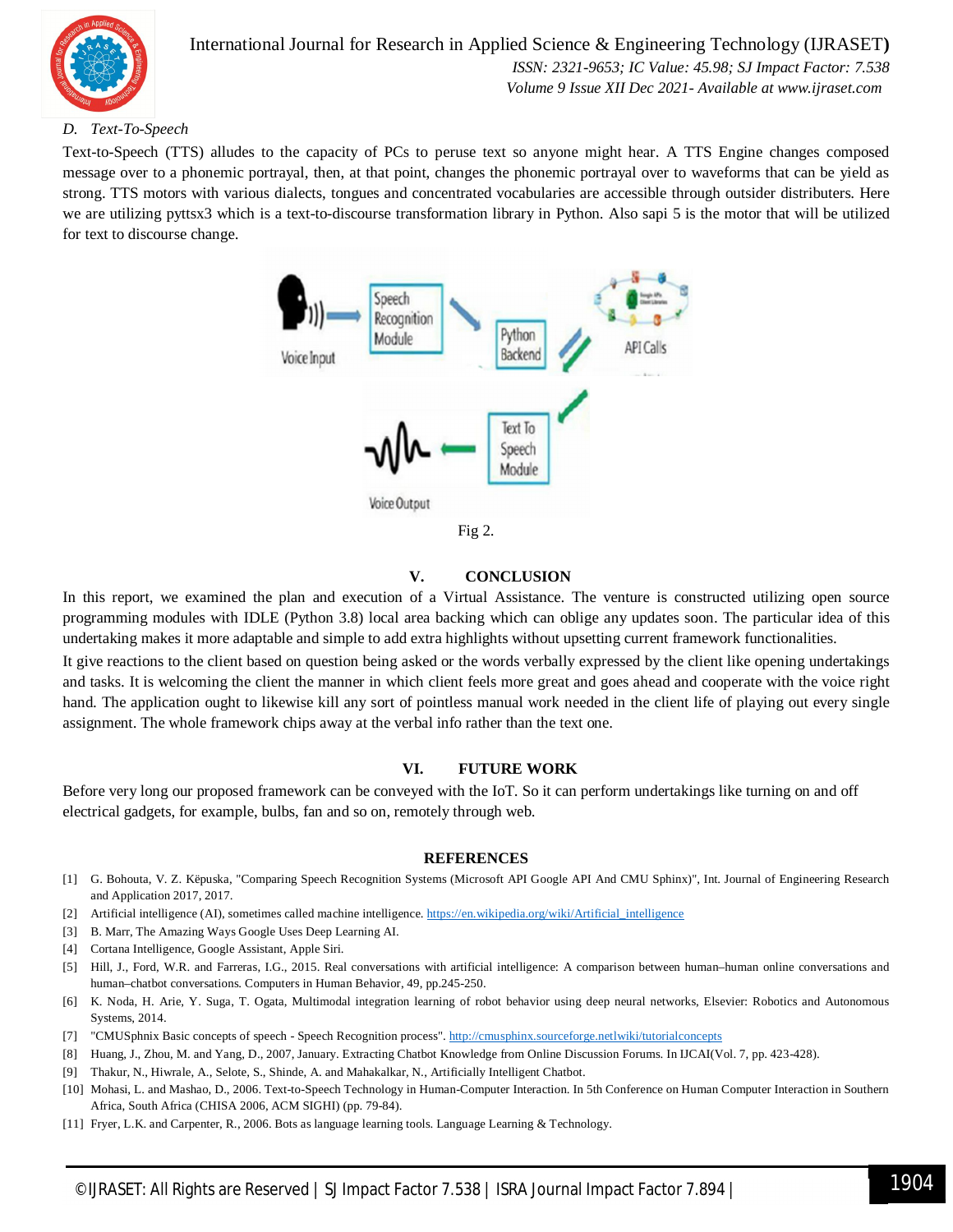### D. Text-To-Speech

Text-to-Speech (TTS) alludes to the capacity of PCs to peruse text so anyone might hear. A TTS Engine changes composed message over to a phonemic portrayal, then, at that point, changes the phonemic portrayal over to waveforms that can be yield as strong. TTS motors with various dialects, tongues and concentrated vocabularies are accessible through outsider distributers. Here we are utilizing pyttsx3 which is a text-to-discourse transformation library in Python. Also sapi 5 is the motor that will be utilized for text to discourse change.

Fig 2.

## V. CONCLUSION

In this report, we examined the plan and execution of a Virtual Assistance. The venture is constructed utilizing open source programming modules with IDLE (Python 3.8) local area backing which can oblige any updates soon. The particular idea of this undertaking makes it more adaptable and simple to add extra highlights without upsetting current framework functionalities.

It give reactions to the client based on question being asked or the words verbally expressed by the client like opening undertakings and tasks. It is welcoming the client the manner in which client feels more great and goes ahead and cooperate with the voice right hand. The application ought to likewise kill any sort of pointless manual work needed in the client life of playing out every single assignment. The whole framework chips away at the verbal info rather than the text one.

## VI. FUTURE WORK

Before very long our proposed framework can be conveyed with the IoT. So it can perform undertakings like turning on and off electrical gadgets, for example, bulbs, fan and so on, remotely through web.

## REFERENCES

[1] G. Bohouta, V. Z. Këpuska, "Comparing Speech Recognition Systems (Microsoft API Google API And CMU Sphinx)", Int. Journal of Engineering Research and Application 2017, 2017.

[2] Artificial intelligence (AI), sometimes called machine intelligence. https://en.wikipedia.org/wiki/Artificial_intelligence

[3] B. Marr, The Amazing Ways Google Uses Deep Learning AI.

[4] Cortana Intelligence, Google Assistant, Apple Siri.

[5] Hill, J., Ford, W.R. and Farreras, I.G., 2015. Real conversations with artificial intelligence: A comparison between human–human online conversations and human–chatbot conversations. Computers in Human Behavior, 49, pp.245-250.

[6] K. Noda, H. Arie, Y. Suga, T. Ogata, Multimodal integration learning of robot behavior using deep neural networks, Elsevier: Robotics and Autonomous Systems, 2014.

[7] "CMUSphinx Basic concepts of speech - Speech Recognition process". http://cmusphinx.sourceforge.netlwiki/tutorialconcepts

[8] Huang, J., Zhou, M. and Yang, D., 2007, January. Extracting Chatbot Knowledge from Online Discussion Forums. In IJCAI(Vol. 7, pp. 423-428).

[9] Thakur, N., Hiwrale, A., Selote, S., Shinde, A. and Mahakalkar, N., Artificially Intelligent Chatbot.

[10] Mohasi, L. and Mashao, D., 2006. Text-to-Speech Technology in Human-Computer Interaction. In 5th Conference on Human Computer Interaction in Southern Africa, South Africa (CHISA 2006, ACM SIGHI) (pp. 79-84).

[11] Fryer, L.K. and Carpenter, R., 2006. Bots as language learning tools. Language Learning & Technology.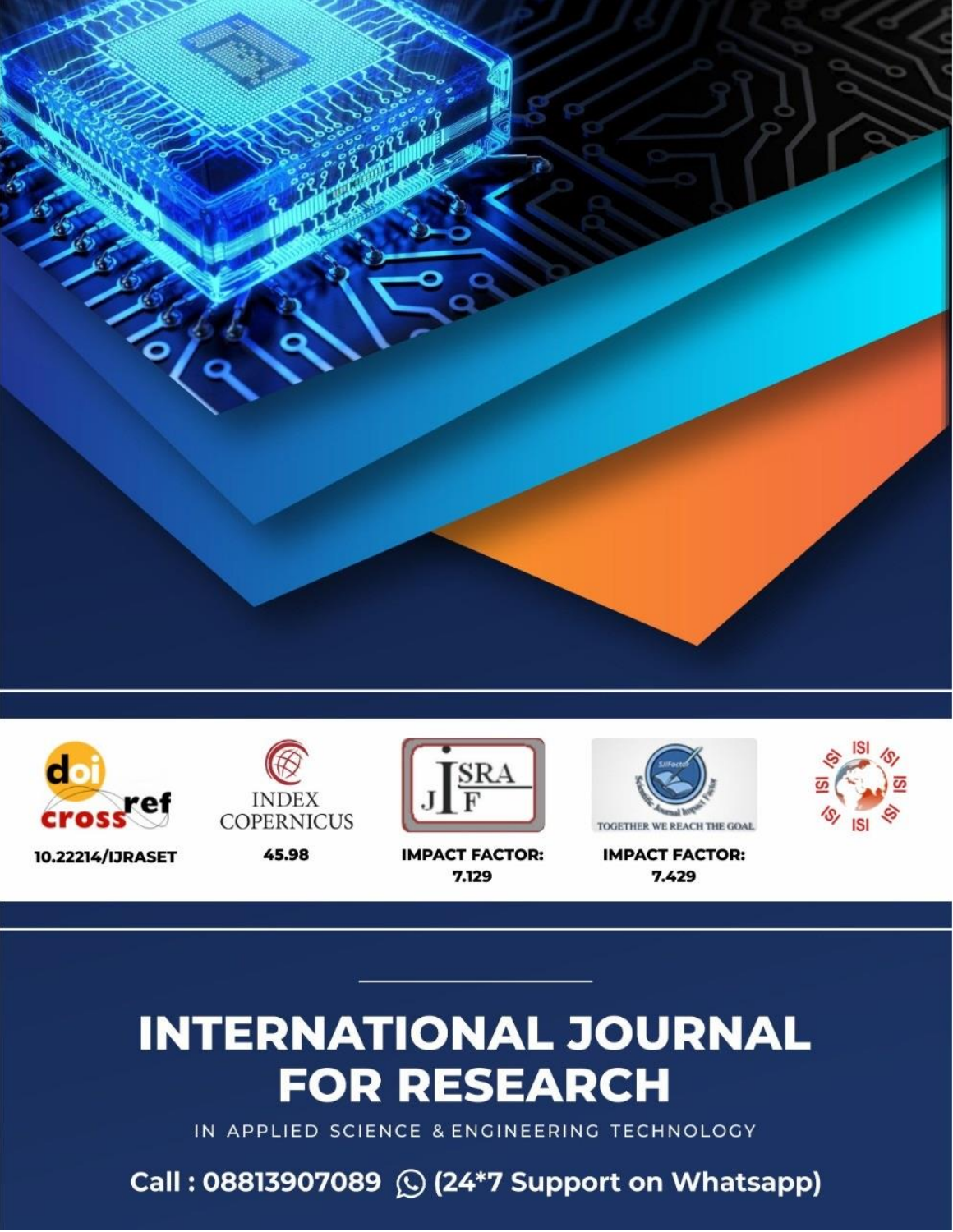10.22214/IJRASET

INDEX COPERNICUS

45.98

IMPACT FACTOR: 7.129

IMPACT FACTOR: 7.429

TOGETHER WE REACH THE GOAL

# INTERNATIONAL JOURNAL FOR RESEARCH

IN APPLIED SCIENCE & ENGINEERING TECHNOLOGY

Call : 08813907089 (24*7 Support on Whatsapp)